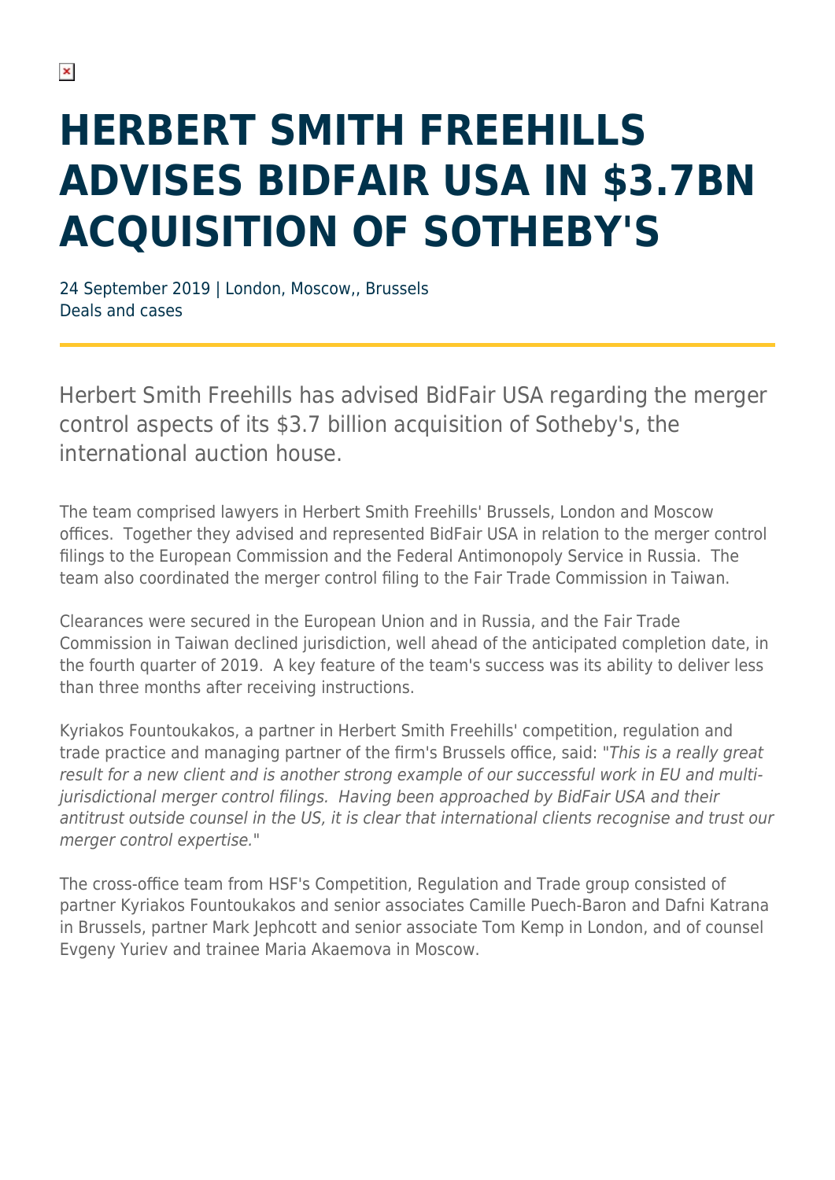# HERBERT SMITH FREEHILLS ADVISES BIDFAIR USA IN $3.7BN ACQUISITION OF SOTHEBY'S

24 September 2019 | London, Moscow,, Brussels
Deals and cases

Herbert Smith Freehills has advised BidFair USA regarding the merger control aspects of its $3.7 billion acquisition of Sotheby's, the international auction house.

The team comprised lawyers in Herbert Smith Freehills' Brussels, London and Moscow offices. Together they advised and represented BidFair USA in relation to the merger control filings to the European Commission and the Federal Antimonopoly Service in Russia. The team also coordinated the merger control filing to the Fair Trade Commission in Taiwan.

Clearances were secured in the European Union and in Russia, and the Fair Trade Commission in Taiwan declined jurisdiction, well ahead of the anticipated completion date, in the fourth quarter of 2019. A key feature of the team's success was its ability to deliver less than three months after receiving instructions.

Kyriakos Fountoukakos, a partner in Herbert Smith Freehills' competition, regulation and trade practice and managing partner of the firm's Brussels office, said: "*This is a really great result for a new client and is another strong example of our successful work in EU and multi-jurisdictional merger control filings. Having been approached by BidFair USA and their antitrust outside counsel in the US, it is clear that international clients recognise and trust our merger control expertise.*"

The cross-office team from HSF's Competition, Regulation and Trade group consisted of partner Kyriakos Fountoukakos and senior associates Camille Puech-Baron and Dafni Katrana in Brussels, partner Mark Jephcott and senior associate Tom Kemp in London, and of counsel Evgeny Yuriev and trainee Maria Akaemova in Moscow.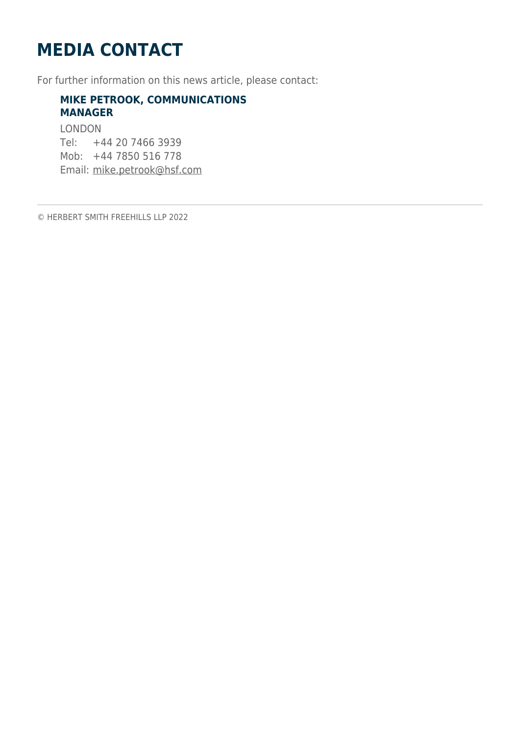# MEDIA CONTACT

For further information on this news article, please contact:

**MIKE PETROOK, COMMUNICATIONS MANAGER**

LONDON
Tel: +44 20 7466 3939
Mob: +44 7850 516 778
Email: mike.petrook@hsf.com

---

© HERBERT SMITH FREEHILLS LLP 2022